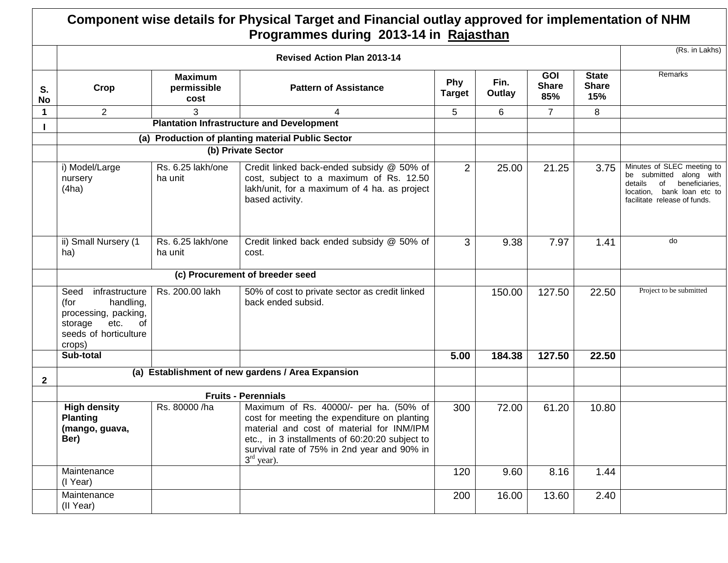# Component wise details for Physical Target and Financial outlay approved for implementation of NHM Programmes during 2013-14 in Rajasthan

| S. No | Crop | Maximum permissible cost | Pattern of Assistance | Phy Target | Fin. Outlay | GOI Share 85% | State Share 15% | Remarks |
|---|---|---|---|---|---|---|---|---|
| | Revised Action Plan 2013-14 | | | | | | | (Rs. in Lakhs) |
| 1 | 2 | 3 | 4 | 5 | 6 | 7 | 8 | |
| **I** | **Plantation Infrastructure and Development** | | | | | | | |
| | **(a) Production of planting material Public Sector** | | | | | | | |
| | **(b) Private Sector** | | | | | | | |
| | i) Model/Large nursery (4ha) | Rs. 6.25 lakh/one ha unit | Credit linked back-ended subsidy @ 50% of cost, subject to a maximum of Rs. 12.50 lakh/unit, for a maximum of 4 ha. as project based activity. | 2 | 25.00 | 21.25 | 3.75 | Minutes of SLEC meeting to be submitted along with details of beneficiaries, location, bank loan etc to facilitate release of funds. |
| | ii) Small Nursery (1 ha) | Rs. 6.25 lakh/one ha unit | Credit linked back ended subsidy @ 50% of cost. | 3 | 9.38 | 7.97 | 1.41 | do |
| | **(c) Procurement of breeder seed** | | | | | | | |
| | Seed infrastructure (for handling, processing, packing, storage etc. of seeds of horticulture crops) | Rs. 200.00 lakh | 50% of cost to private sector as credit linked back ended subsid. | | 150.00 | 127.50 | 22.50 | Project to be submitted |
| | **Sub-total** | | | **5.00** | **184.38** | **127.50** | **22.50** | |
| **2** | **(a) Establishment of new gardens / Area Expansion** | | | | | | | |
| | **Fruits - Perennials** | | | | | | | |
| | **High density Planting (mango, guava, Ber)** | Rs. 80000 /ha | Maximum of Rs. 40000/- per ha. (50% of cost for meeting the expenditure on planting material and cost of material for INM/IPM etc., in 3 installments of 60:20:20 subject to survival rate of 75% in 2nd year and 90% in 3rd year). | 300 | 72.00 | 61.20 | 10.80 | |
| | Maintenance (I Year) | | | 120 | 9.60 | 8.16 | 1.44 | |
| | Maintenance (II Year) | | | 200 | 16.00 | 13.60 | 2.40 | |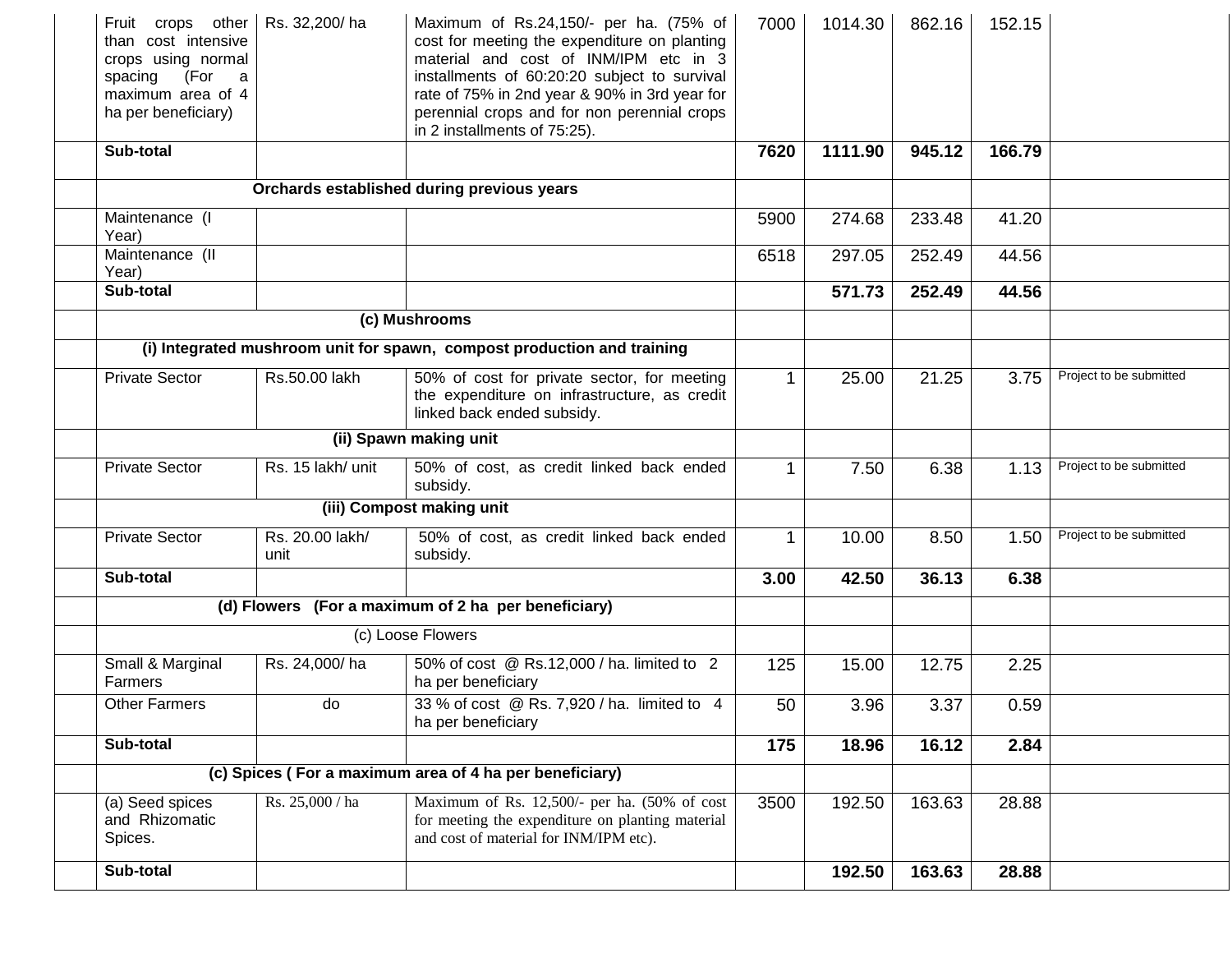| | | | | | | | | |
|---|---|---|---|---|---|---|---|---|
| | Fruit crops other than cost intensive crops using normal spacing (For a maximum area of 4 ha per beneficiary) | Rs. 32,200/ ha | Maximum of Rs.24,150/- per ha. (75% of cost for meeting the expenditure on planting material and cost of INM/IPM etc in 3 installments of 60:20:20 subject to survival rate of 75% in 2nd year & 90% in 3rd year for perennial crops and for non perennial crops in 2 installments of 75:25). | 7000 | 1014.30 | 862.16 | 152.15 | |
| | **Sub-total** | | | **7620** | **1111.90** | **945.12** | **166.79** | |
| | **Orchards established during previous years** | | | | | | | |
| | Maintenance (I Year) | | | 5900 | 274.68 | 233.48 | 41.20 | |
| | Maintenance (II Year) | | | 6518 | 297.05 | 252.49 | 44.56 | |
| | **Sub-total** | | | | **571.73** | **252.49** | **44.56** | |
| | **(c) Mushrooms** | | | | | | | |
| | **(i) Integrated mushroom unit for spawn, compost production and training** | | | | | | | |
| | Private Sector | Rs.50.00 lakh | 50% of cost for private sector, for meeting the expenditure on infrastructure, as credit linked back ended subsidy. | 1 | 25.00 | 21.25 | 3.75 | Project to be submitted |
| | **(ii) Spawn making unit** | | | | | | | |
| | Private Sector | Rs. 15 lakh/ unit | 50% of cost, as credit linked back ended subsidy. | 1 | 7.50 | 6.38 | 1.13 | Project to be submitted |
| | **(iii) Compost making unit** | | | | | | | |
| | Private Sector | Rs. 20.00 lakh/ unit | 50% of cost, as credit linked back ended subsidy. | 1 | 10.00 | 8.50 | 1.50 | Project to be submitted |
| | **Sub-total** | | | **3.00** | **42.50** | **36.13** | **6.38** | |
| | **(d) Flowers (For a maximum of 2 ha per beneficiary)** | | | | | | | |
| | (c) Loose Flowers | | | | | | | |
| | Small & Marginal Farmers | Rs. 24,000/ ha | 50% of cost @ Rs.12,000 / ha. limited to 2 ha per beneficiary | 125 | 15.00 | 12.75 | 2.25 | |
| | Other Farmers | do | 33 % of cost @ Rs. 7,920 / ha. limited to 4 ha per beneficiary | 50 | 3.96 | 3.37 | 0.59 | |
| | **Sub-total** | | | **175** | **18.96** | **16.12** | **2.84** | |
| | **(c) Spices ( For a maximum area of 4 ha per beneficiary)** | | | | | | | |
| | (a) Seed spices and Rhizomatic Spices. | Rs. 25,000 / ha | Maximum of Rs. 12,500/- per ha. (50% of cost for meeting the expenditure on planting material and cost of material for INM/IPM etc). | 3500 | 192.50 | 163.63 | 28.88 | |
| | **Sub-total** | | | | **192.50** | **163.63** | **28.88** | |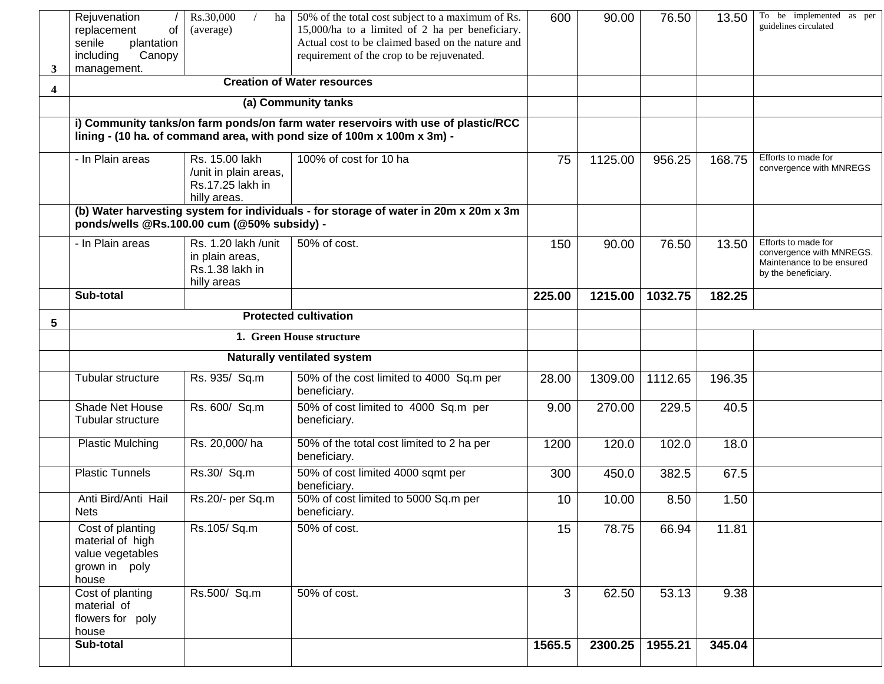| 3 | Rejuvenation / replacement of senile plantation including Canopy management. | Rs.30,000 / ha (average) | 50% of the total cost subject to a maximum of Rs. 15,000/ha to a limited of 2 ha per beneficiary. Actual cost to be claimed based on the nature and requirement of the crop to be rejuvenated. | 600 | 90.00 | 76.50 | 13.50 | To be implemented as per guidelines circulated |
|---|---|---|---|---|---|---|---|---|
| 4 | **Creation of Water resources** | | | | | | | |
| | **(a) Community tanks** | | | | | | | |
| | **i) Community tanks/on farm ponds/on farm water reservoirs with use of plastic/RCC lining - (10 ha. of command area, with pond size of 100m x 100m x 3m) -** | | | | | | | |
| | - In Plain areas | Rs. 15.00 lakh /unit in plain areas, Rs.17.25 lakh in hilly areas. | 100% of cost for 10 ha | 75 | 1125.00 | 956.25 | 168.75 | Efforts to made for convergence with MNREGS |
| | **(b) Water harvesting system for individuals - for storage of water in 20m x 20m x 3m ponds/wells @Rs.100.00 cum (@50% subsidy) -** | | | | | | | |
| | - In Plain areas | Rs. 1.20 lakh /unit in plain areas, Rs.1.38 lakh in hilly areas | 50% of cost. | 150 | 90.00 | 76.50 | 13.50 | Efforts to made for convergence with MNREGS. Maintenance to be ensured by the beneficiary. |
| | **Sub-total** | | | **225.00** | **1215.00** | **1032.75** | **182.25** | |
| 5 | **Protected cultivation** | | | | | | | |
| | **1. Green House structure** | | | | | | | |
| | **Naturally ventilated system** | | | | | | | |
| | Tubular structure | Rs. 935/ Sq.m | 50% of the cost limited to 4000 Sq.m per beneficiary. | 28.00 | 1309.00 | 1112.65 | 196.35 | |
| | Shade Net House Tubular structure | Rs. 600/ Sq.m | 50% of cost limited to 4000 Sq.m per beneficiary. | 9.00 | 270.00 | 229.5 | 40.5 | |
| | Plastic Mulching | Rs. 20,000/ ha | 50% of the total cost limited to 2 ha per beneficiary. | 1200 | 120.0 | 102.0 | 18.0 | |
| | Plastic Tunnels | Rs.30/ Sq.m | 50% of cost limited 4000 sqmt per beneficiary. | 300 | 450.0 | 382.5 | 67.5 | |
| | Anti Bird/Anti Hail Nets | Rs.20/- per Sq.m | 50% of cost limited to 5000 Sq.m per beneficiary. | 10 | 10.00 | 8.50 | 1.50 | |
| | Cost of planting material of high value vegetables grown in poly house | Rs.105/ Sq.m | 50% of cost. | 15 | 78.75 | 66.94 | 11.81 | |
| | Cost of planting material of flowers for poly house | Rs.500/ Sq.m | 50% of cost. | 3 | 62.50 | 53.13 | 9.38 | |
| | **Sub-total** | | | **1565.5** | **2300.25** | **1955.21** | **345.04** | |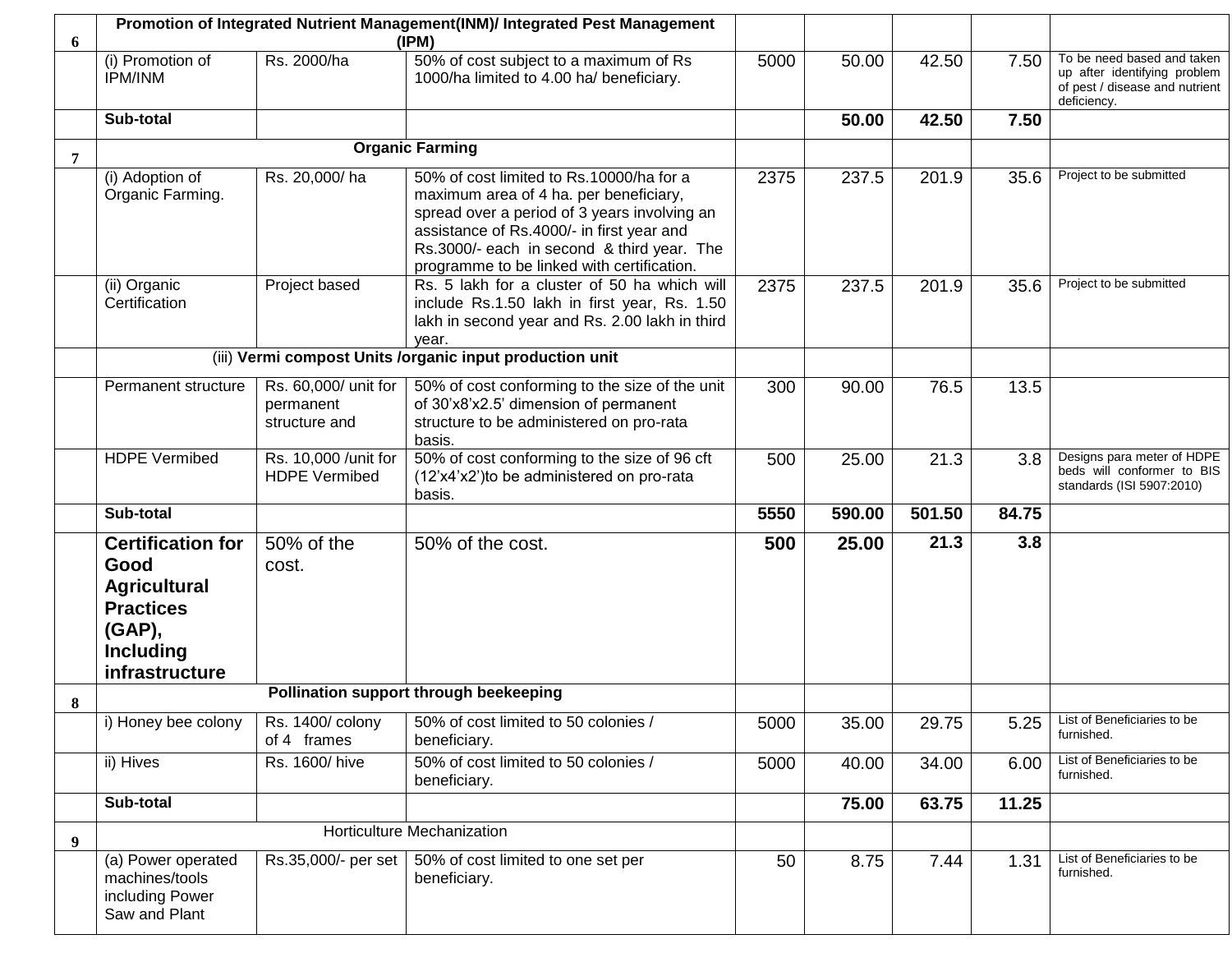| | | | | | | | | |
|---|---|---|---|---|---|---|---|---|
| 6 | **Promotion of Integrated Nutrient Management(INM)/ Integrated Pest Management (IPM)** | | | | | | | |
| | (i) Promotion of IPM/INM | Rs. 2000/ha | 50% of cost subject to a maximum of Rs 1000/ha limited to 4.00 ha/ beneficiary. | 5000 | 50.00 | 42.50 | 7.50 | To be need based and taken up after identifying problem of pest / disease and nutrient deficiency. |
| | **Sub-total** | | | | **50.00** | **42.50** | **7.50** | |
| 7 | **Organic Farming** | | | | | | | |
| | (i) Adoption of Organic Farming. | Rs. 20,000/ ha | 50% of cost limited to Rs.10000/ha for a maximum area of 4 ha. per beneficiary, spread over a period of 3 years involving an assistance of Rs.4000/- in first year and Rs.3000/- each in second & third year. The programme to be linked with certification. | 2375 | 237.5 | 201.9 | 35.6 | Project to be submitted |
| | (ii) Organic Certification | Project based | Rs. 5 lakh for a cluster of 50 ha which will include Rs.1.50 lakh in first year, Rs. 1.50 lakh in second year and Rs. 2.00 lakh in third year. | 2375 | 237.5 | 201.9 | 35.6 | Project to be submitted |
| | (iii) **Vermi compost Units /organic input production unit** | | | | | | | |
| | Permanent structure | Rs. 60,000/ unit for permanent structure and | 50% of cost conforming to the size of the unit of 30'x8'x2.5' dimension of permanent structure to be administered on pro-rata basis. | 300 | 90.00 | 76.5 | 13.5 | |
| | HDPE Vermibed | Rs. 10,000 /unit for HDPE Vermibed | 50% of cost conforming to the size of 96 cft (12'x4'x2')to be administered on pro-rata basis. | 500 | 25.00 | 21.3 | 3.8 | Designs para meter of HDPE beds will conformer to BIS standards (ISI 5907:2010) |
| | **Sub-total** | | | **5550** | **590.00** | **501.50** | **84.75** | |
| | **Certification for Good Agricultural Practices (GAP), Including infrastructure** | 50% of the cost. | 50% of the cost. | **500** | **25.00** | **21.3** | **3.8** | |
| 8 | **Pollination support through beekeeping** | | | | | | | |
| | i) Honey bee colony | Rs. 1400/ colony of 4 frames | 50% of cost limited to 50 colonies / beneficiary. | 5000 | 35.00 | 29.75 | 5.25 | List of Beneficiaries to be furnished. |
| | ii) Hives | Rs. 1600/ hive | 50% of cost limited to 50 colonies / beneficiary. | 5000 | 40.00 | 34.00 | 6.00 | List of Beneficiaries to be furnished. |
| | **Sub-total** | | | | **75.00** | **63.75** | **11.25** | |
| 9 | Horticulture Mechanization | | | | | | | |
| | (a) Power operated machines/tools including Power Saw and Plant | Rs.35,000/- per set | 50% of cost limited to one set per beneficiary. | 50 | 8.75 | 7.44 | 1.31 | List of Beneficiaries to be furnished. |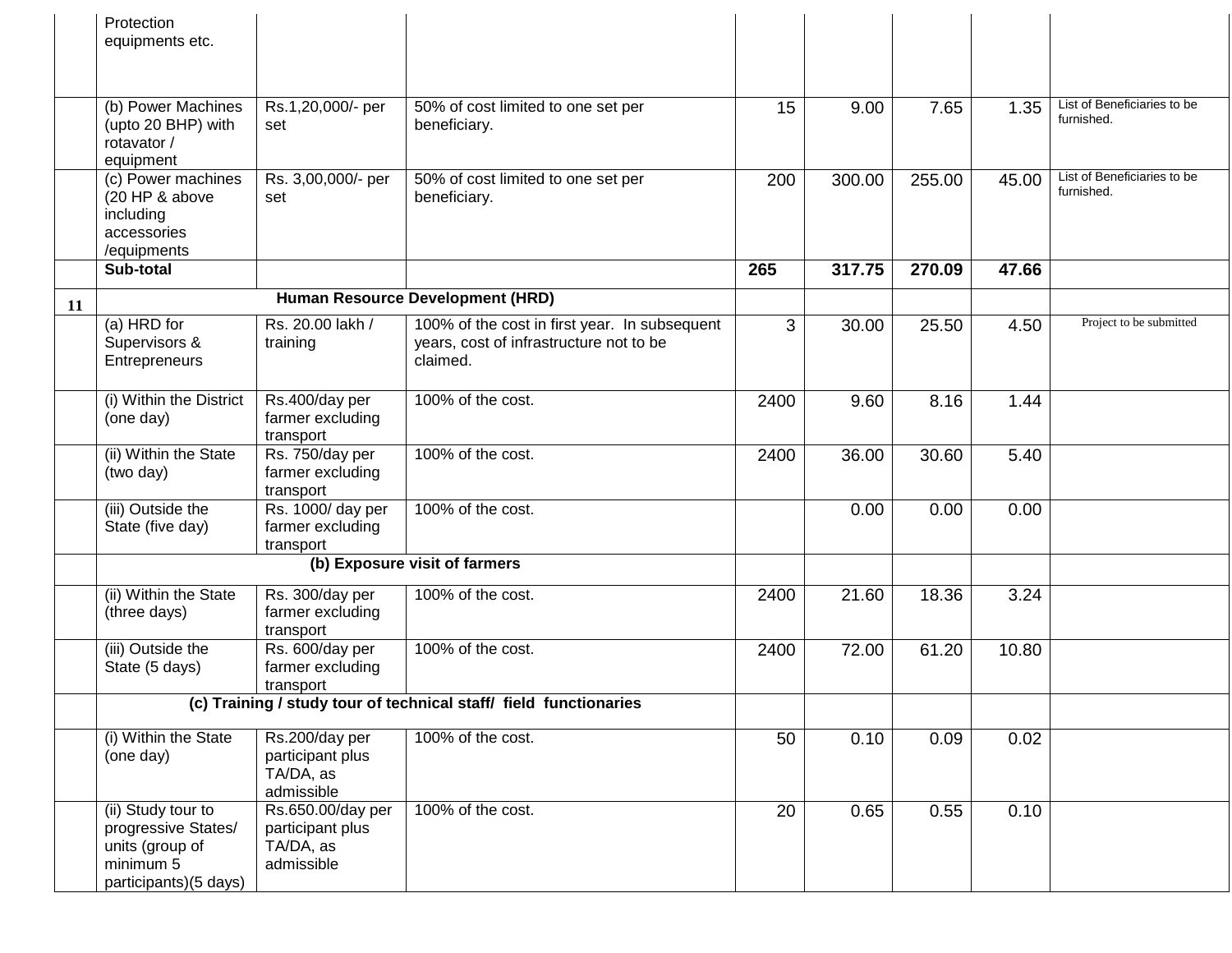| | | | | | | | | |
|---|---|---|---|---|---|---|---|---|
| | Protection equipments etc. | | | | | | | |
| | (b) Power Machines (upto 20 BHP) with rotavator / equipment | Rs.1,20,000/- per set | 50% of cost limited to one set per beneficiary. | 15 | 9.00 | 7.65 | 1.35 | List of Beneficiaries to be furnished. |
| | (c) Power machines (20 HP & above including accessories /equipments | Rs. 3,00,000/- per set | 50% of cost limited to one set per beneficiary. | 200 | 300.00 | 255.00 | 45.00 | List of Beneficiaries to be furnished. |
| | **Sub-total** | | | **265** | **317.75** | **270.09** | **47.66** | |
| **11** | **Human Resource Development (HRD)** | | | | | | | |
| | (a) HRD for Supervisors & Entrepreneurs | Rs. 20.00 lakh / training | 100% of the cost in first year. In subsequent years, cost of infrastructure not to be claimed. | 3 | 30.00 | 25.50 | 4.50 | Project to be submitted |
| | (i) Within the District (one day) | Rs.400/day per farmer excluding transport | 100% of the cost. | 2400 | 9.60 | 8.16 | 1.44 | |
| | (ii) Within the State (two day) | Rs. 750/day per farmer excluding transport | 100% of the cost. | 2400 | 36.00 | 30.60 | 5.40 | |
| | (iii) Outside the State (five day) | Rs. 1000/ day per farmer excluding transport | 100% of the cost. | | 0.00 | 0.00 | 0.00 | |
| | **(b) Exposure visit of farmers** | | | | | | | |
| | (ii) Within the State (three days) | Rs. 300/day per farmer excluding transport | 100% of the cost. | 2400 | 21.60 | 18.36 | 3.24 | |
| | (iii) Outside the State (5 days) | Rs. 600/day per farmer excluding transport | 100% of the cost. | 2400 | 72.00 | 61.20 | 10.80 | |
| | **(c) Training / study tour of technical staff/ field functionaries** | | | | | | | |
| | (i) Within the State (one day) | Rs.200/day per participant plus TA/DA, as admissible | 100% of the cost. | 50 | 0.10 | 0.09 | 0.02 | |
| | (ii) Study tour to progressive States/ units (group of minimum 5 participants)(5 days) | Rs.650.00/day per participant plus TA/DA, as admissible | 100% of the cost. | 20 | 0.65 | 0.55 | 0.10 | |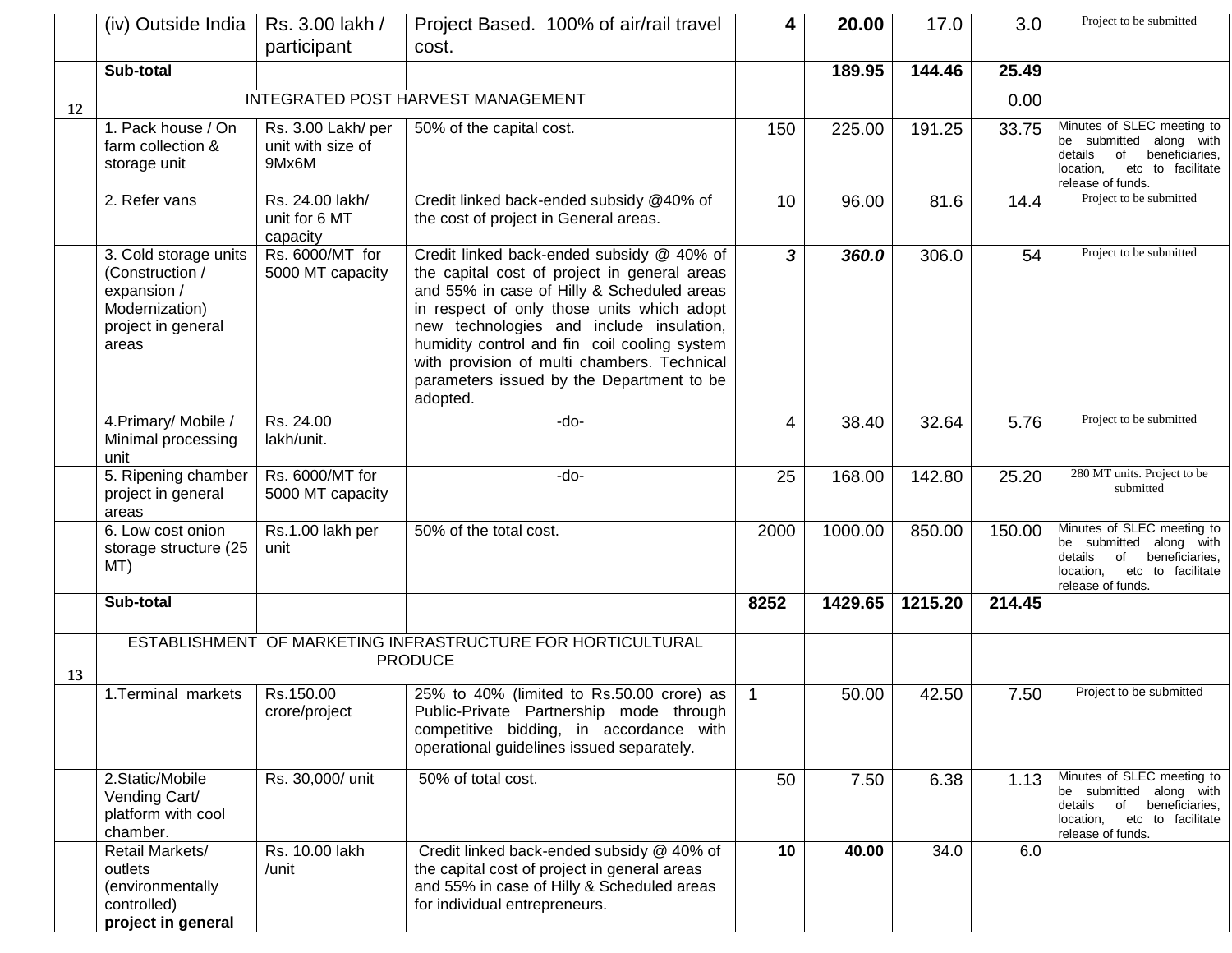|  | (iv) Outside India | Rs. 3.00 lakh / participant | Project Based. 100% of air/rail travel cost. | **4** | **20.00** | 17.0 | 3.0 | Project to be submitted |
|---|---|---|---|---|---|---|---|---|
|  | **Sub-total** |  |  |  | **189.95** | **144.46** | **25.49** |  |
| **12** | INTEGRATED POST HARVEST MANAGEMENT |  |  |  |  |  | 0.00 |  |
|  | 1. Pack house / On farm collection & storage unit | Rs. 3.00 Lakh/ per unit with size of 9Mx6M | 50% of the capital cost. | 150 | 225.00 | 191.25 | 33.75 | Minutes of SLEC meeting to be submitted along with details of beneficiaries, location, etc to facilitate release of funds. |
|  | 2. Refer vans | Rs. 24.00 lakh/ unit for 6 MT capacity | Credit linked back-ended subsidy @40% of the cost of project in General areas. | 10 | 96.00 | 81.6 | 14.4 | Project to be submitted |
|  | 3. Cold storage units (Construction / expansion / Modernization) project in general areas | Rs. 6000/MT for 5000 MT capacity | Credit linked back-ended subsidy @ 40% of the capital cost of project in general areas and 55% in case of Hilly & Scheduled areas in respect of only those units which adopt new technologies and include insulation, humidity control and fin coil cooling system with provision of multi chambers. Technical parameters issued by the Department to be adopted. | ***3*** | ***360.0*** | 306.0 | 54 | Project to be submitted |
|  | 4.Primary/ Mobile / Minimal processing unit | Rs. 24.00 lakh/unit. | -do- | 4 | 38.40 | 32.64 | 5.76 | Project to be submitted |
|  | 5. Ripening chamber project in general areas | Rs. 6000/MT for 5000 MT capacity | -do- | 25 | 168.00 | 142.80 | 25.20 | 280 MT units. Project to be submitted |
|  | 6. Low cost onion storage structure (25 MT) | Rs.1.00 lakh per unit | 50% of the total cost. | 2000 | 1000.00 | 850.00 | 150.00 | Minutes of SLEC meeting to be submitted along with details of beneficiaries, location, etc to facilitate release of funds. |
|  | **Sub-total** |  |  | **8252** | **1429.65** | **1215.20** | **214.45** |  |
| **13** | ESTABLISHMENT OF MARKETING INFRASTRUCTURE FOR HORTICULTURAL PRODUCE |  |  |  |  |  |  |  |
|  | 1.Terminal markets | Rs.150.00 crore/project | 25% to 40% (limited to Rs.50.00 crore) as Public-Private Partnership mode through competitive bidding, in accordance with operational guidelines issued separately. | 1 | 50.00 | 42.50 | 7.50 | Project to be submitted |
|  | 2.Static/Mobile Vending Cart/ platform with cool chamber. | Rs. 30,000/ unit | 50% of total cost. | 50 | 7.50 | 6.38 | 1.13 | Minutes of SLEC meeting to be submitted along with details of beneficiaries, location, etc to facilitate release of funds. |
|  | Retail Markets/ outlets (environmentally controlled) **project in general** | Rs. 10.00 lakh /unit | Credit linked back-ended subsidy @ 40% of the capital cost of project in general areas and 55% in case of Hilly & Scheduled areas for individual entrepreneurs. | **10** | **40.00** | 34.0 | 6.0 |  |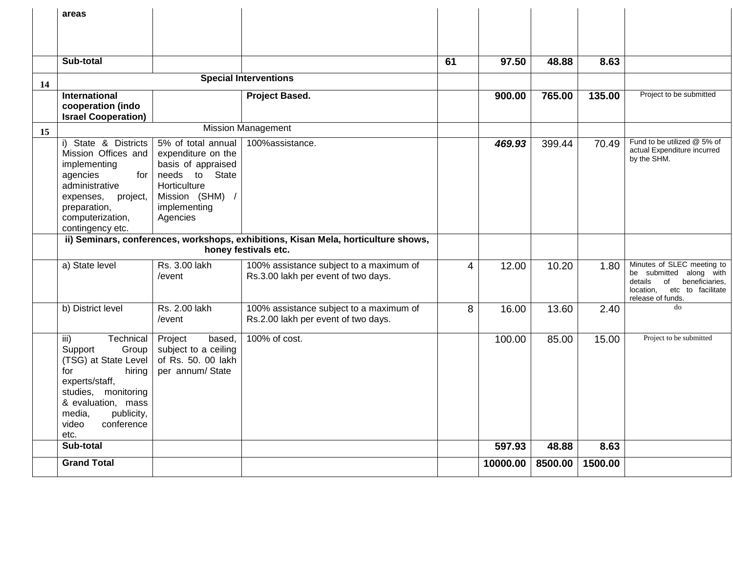| | | | | | | | | |
|---|---|---|---|---|---|---|---|---|
| | **areas** | | | | | | | |
| | **Sub-total** | | | **61** | **97.50** | **48.88** | **8.63** | |
| **14** | **Special Interventions** | | | | | | | |
| | **International cooperation (indo Israel Cooperation)** | | **Project Based.** | | **900.00** | **765.00** | **135.00** | Project to be submitted |
| **15** | Mission Management | | | | | | | |
| | i) State & Districts Mission Offices and implementing agencies for administrative expenses, project, preparation, computerization, contingency etc. | 5% of total annual expenditure on the basis of appraised needs to State Horticulture Mission (SHM) / implementing Agencies | 100%assistance. | | ***469.93*** | 399.44 | 70.49 | Fund to be utilized @ 5% of actual Expenditure incurred by the SHM. |
| | **ii) Seminars, conferences, workshops, exhibitions, Kisan Mela, horticulture shows, honey festivals etc.** | | | | | | | |
| | a) State level | Rs. 3.00 lakh /event | 100% assistance subject to a maximum of Rs.3.00 lakh per event of two days. | 4 | 12.00 | 10.20 | 1.80 | Minutes of SLEC meeting to be submitted along with details of beneficiaries, location, etc to facilitate release of funds. |
| | b) District level | Rs. 2.00 lakh /event | 100% assistance subject to a maximum of Rs.2.00 lakh per event of two days. | 8 | 16.00 | 13.60 | 2.40 | do |
| | iii) Technical Support Group (TSG) at State Level for hiring experts/staff, studies, monitoring & evaluation, mass media, publicity, video conference etc. | Project based, subject to a ceiling of Rs. 50. 00 lakh per annum/ State | 100% of cost. | | 100.00 | 85.00 | 15.00 | Project to be submitted |
| | **Sub-total** | | | | **597.93** | **48.88** | **8.63** | |
| | **Grand Total** | | | | **10000.00** | **8500.00** | **1500.00** | |